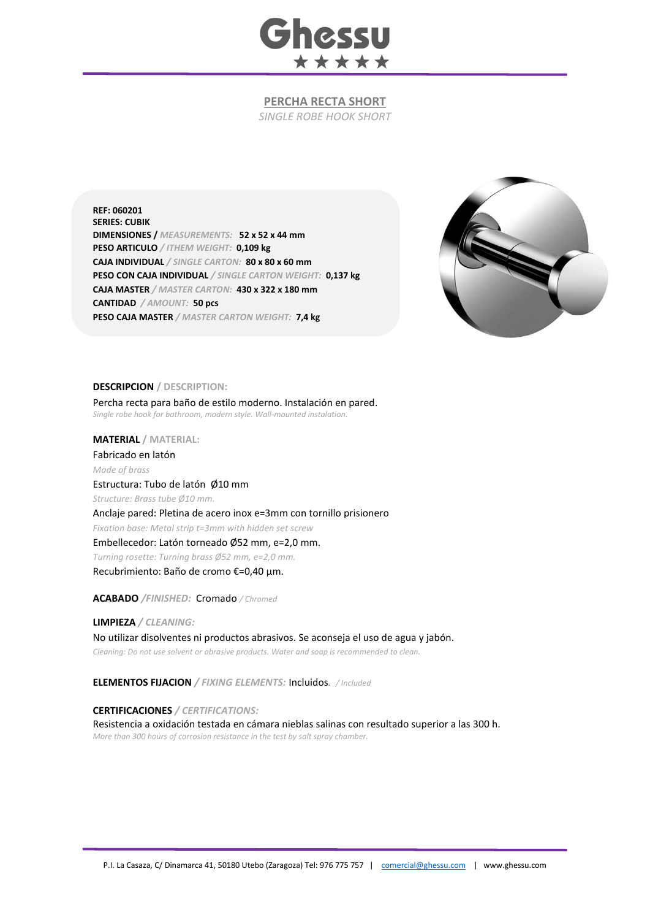# Ghessu

## PERCHA RECTA SHORT

*SINGLE ROBE HOOK SHORT*

**REF: 060201**
**SERIES: CUBIK**
**DIMENSIONES** / *MEASUREMENTS:* **52 x 52 x 44 mm**
**PESO ARTICULO** / *ITHEM WEIGHT:* **0,109 kg**
**CAJA INDIVIDUAL** / *SINGLE CARTON:* **80 x 80 x 60 mm**
**PESO CON CAJA INDIVIDUAL** / *SINGLE CARTON WEIGHT:* **0,137 kg**
**CAJA MASTER** / *MASTER CARTON:* **430 x 322 x 180 mm**
**CANTIDAD** / *AMOUNT:* **50 pcs**
**PESO CAJA MASTER** / *MASTER CARTON WEIGHT:* **7,4 kg**

**DESCRIPCION** / **DESCRIPTION:**

Percha recta para baño de estilo moderno. Instalación en pared.
*Single robe hook for bathroom, modern style. Wall-mounted instalation.*

**MATERIAL** / **MATERIAL:**

Fabricado en latón
*Made of brass*
Estructura: Tubo de latón Ø10 mm
*Structure: Brass tube Ø10 mm.*
Anclaje pared: Pletina de acero inox e=3mm con tornillo prisionero
*Fixation base: Metal strip t=3mm with hidden set screw*
Embellecedor: Latón torneado Ø52 mm, e=2,0 mm.
*Turning rosette: Turning brass Ø52 mm, e=2,0 mm.*
Recubrimiento: Baño de cromo €=0,40 µm.

**ACABADO** */FINISHED:* Cromado */ Chromed*

**LIMPIEZA** */ CLEANING:*

No utilizar disolventes ni productos abrasivos. Se aconseja el uso de agua y jabón.
*Cleaning: Do not use solvent or abrasive products. Water and soap is recommended to clean.*

**ELEMENTOS FIJACION** */ FIXING ELEMENTS:* Incluidos. */ Included*

**CERTIFICACIONES** */ CERTIFICATIONS:*

Resistencia a oxidación testada en cámara nieblas salinas con resultado superior a las 300 h.
*More than 300 hours of corrosion resistance in the test by salt spray chamber.*

P.I. La Casaza, C/ Dinamarca 41, 50180 Utebo (Zaragoza) Tel: 976 775 757 | comercial@ghessu.com | www.ghessu.com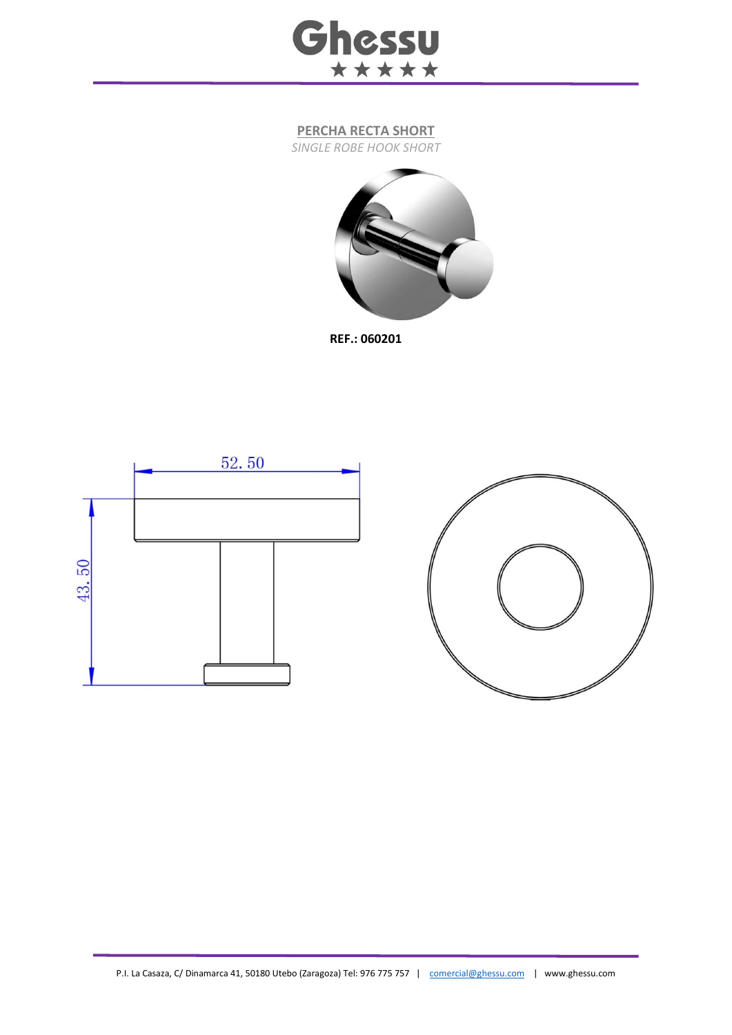**PERCHA RECTA SHORT**

*SINGLE ROBE HOOK SHORT*

**REF.: 060201**

52. 50

43. 50